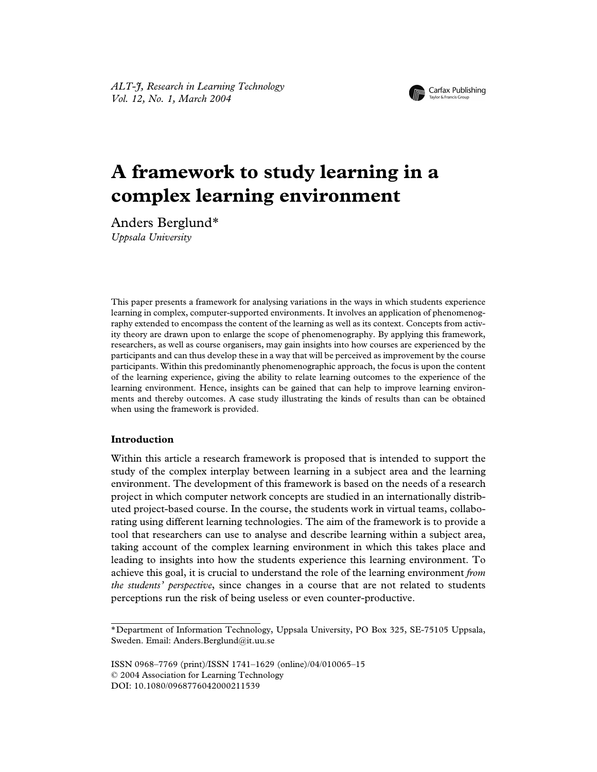# A framework to study learning in a complex learning environment

Anders Berglund*

*Uppsala University*

This paper presents a framework for analysing variations in the ways in which students experience learning in complex, computer-supported environments. It involves an application of phenomenography extended to encompass the content of the learning as well as its context. Concepts from activity theory are drawn upon to enlarge the scope of phenomenography. By applying this framework, researchers, as well as course organisers, may gain insights into how courses are experienced by the participants and can thus develop these in a way that will be perceived as improvement by the course participants. Within this predominantly phenomenographic approach, the focus is upon the content of the learning experience, giving the ability to relate learning outcomes to the experience of the learning environment. Hence, insights can be gained that can help to improve learning environments and thereby outcomes. A case study illustrating the kinds of results than can be obtained when using the framework is provided.

## Introduction

Within this article a research framework is proposed that is intended to support the study of the complex interplay between learning in a subject area and the learning environment. The development of this framework is based on the needs of a research project in which computer network concepts are studied in an internationally distributed project-based course. In the course, the students work in virtual teams, collaborating using different learning technologies. The aim of the framework is to provide a tool that researchers can use to analyse and describe learning within a subject area, taking account of the complex learning environment in which this takes place and leading to insights into how the students experience this learning environment. To achieve this goal, it is crucial to understand the role of the learning environment *from the students' perspective*, since changes in a course that are not related to students perceptions run the risk of being useless or even counter-productive.

*Department of Information Technology, Uppsala University, PO Box 325, SE-75105 Uppsala, Sweden. Email: Anders.Berglund@it.uu.se

ISSN 0968–7769 (print)/ISSN 1741–1629 (online)/04/010065–15
© 2004 Association for Learning Technology
DOI: 10.1080/0968776042000211539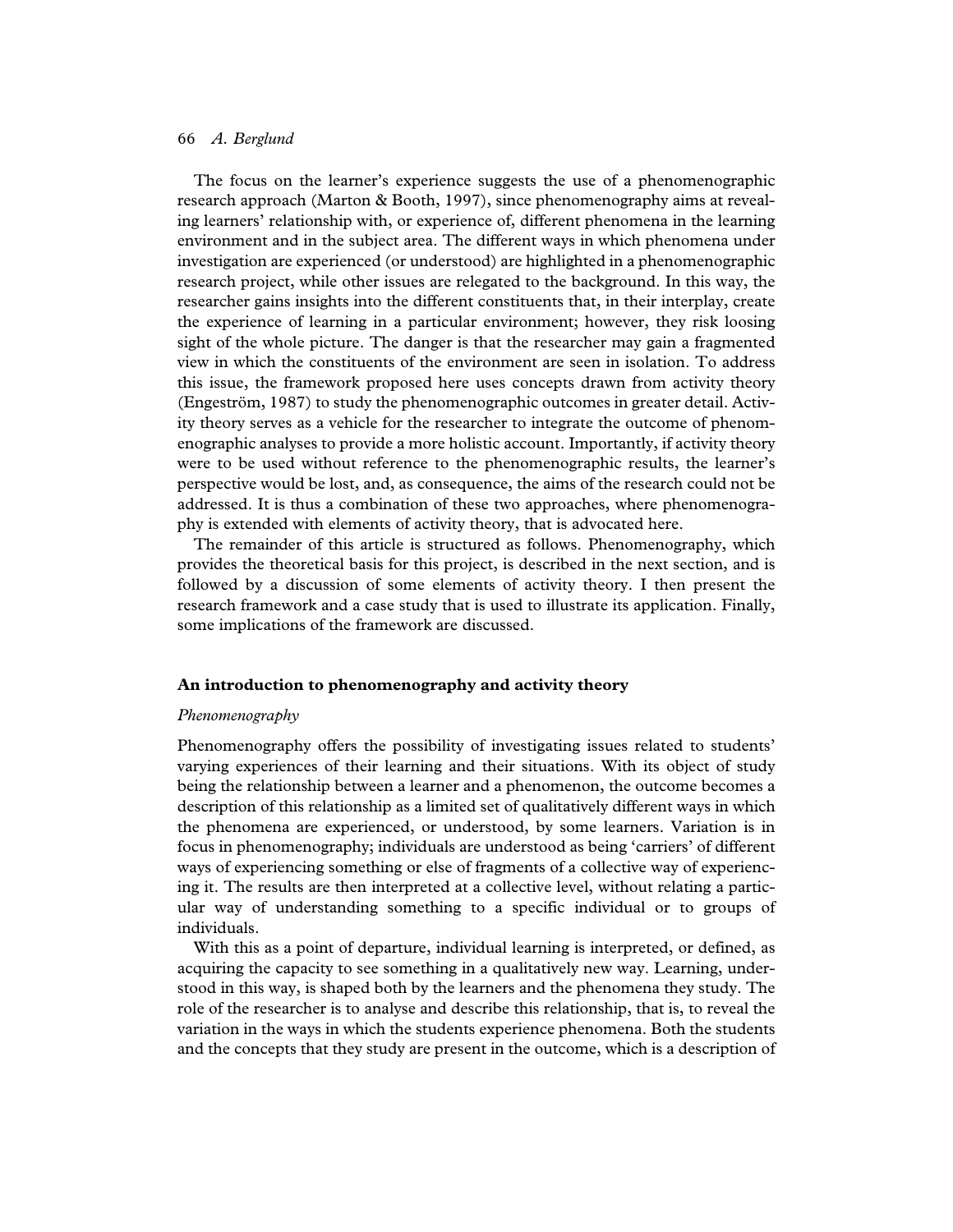The focus on the learner's experience suggests the use of a phenomenographic research approach (Marton & Booth, 1997), since phenomenography aims at revealing learners' relationship with, or experience of, different phenomena in the learning environment and in the subject area. The different ways in which phenomena under investigation are experienced (or understood) are highlighted in a phenomenographic research project, while other issues are relegated to the background. In this way, the researcher gains insights into the different constituents that, in their interplay, create the experience of learning in a particular environment; however, they risk loosing sight of the whole picture. The danger is that the researcher may gain a fragmented view in which the constituents of the environment are seen in isolation. To address this issue, the framework proposed here uses concepts drawn from activity theory (Engeström, 1987) to study the phenomenographic outcomes in greater detail. Activity theory serves as a vehicle for the researcher to integrate the outcome of phenomenographic analyses to provide a more holistic account. Importantly, if activity theory were to be used without reference to the phenomenographic results, the learner's perspective would be lost, and, as consequence, the aims of the research could not be addressed. It is thus a combination of these two approaches, where phenomenography is extended with elements of activity theory, that is advocated here.

The remainder of this article is structured as follows. Phenomenography, which provides the theoretical basis for this project, is described in the next section, and is followed by a discussion of some elements of activity theory. I then present the research framework and a case study that is used to illustrate its application. Finally, some implications of the framework are discussed.

## An introduction to phenomenography and activity theory

### *Phenomenography*

Phenomenography offers the possibility of investigating issues related to students' varying experiences of their learning and their situations. With its object of study being the relationship between a learner and a phenomenon, the outcome becomes a description of this relationship as a limited set of qualitatively different ways in which the phenomena are experienced, or understood, by some learners. Variation is in focus in phenomenography; individuals are understood as being 'carriers' of different ways of experiencing something or else of fragments of a collective way of experiencing it. The results are then interpreted at a collective level, without relating a particular way of understanding something to a specific individual or to groups of individuals.

With this as a point of departure, individual learning is interpreted, or defined, as acquiring the capacity to see something in a qualitatively new way. Learning, understood in this way, is shaped both by the learners and the phenomena they study. The role of the researcher is to analyse and describe this relationship, that is, to reveal the variation in the ways in which the students experience phenomena. Both the students and the concepts that they study are present in the outcome, which is a description of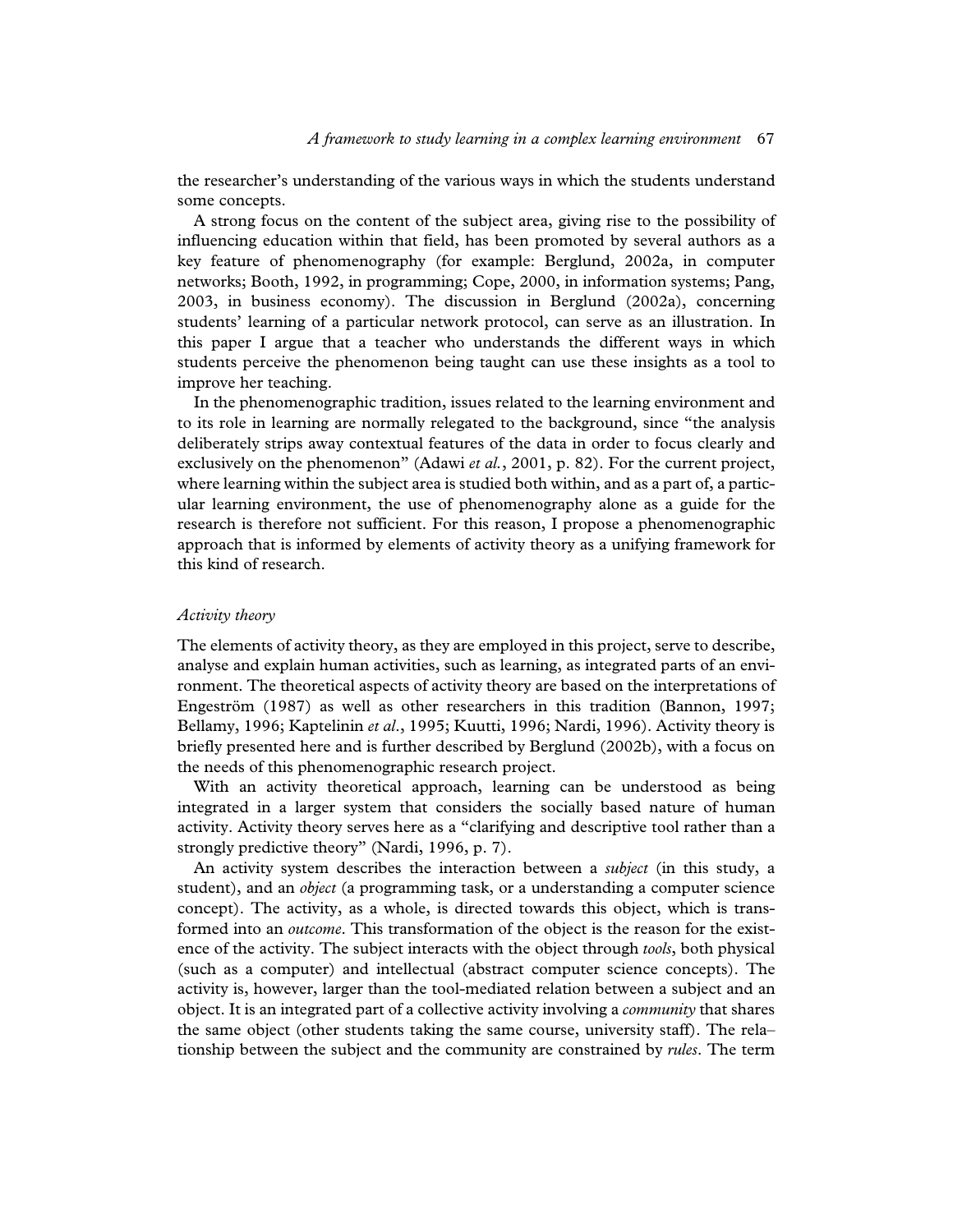the researcher's understanding of the various ways in which the students understand some concepts.

A strong focus on the content of the subject area, giving rise to the possibility of influencing education within that field, has been promoted by several authors as a key feature of phenomenography (for example: Berglund, 2002a, in computer networks; Booth, 1992, in programming; Cope, 2000, in information systems; Pang, 2003, in business economy). The discussion in Berglund (2002a), concerning students' learning of a particular network protocol, can serve as an illustration. In this paper I argue that a teacher who understands the different ways in which students perceive the phenomenon being taught can use these insights as a tool to improve her teaching.

In the phenomenographic tradition, issues related to the learning environment and to its role in learning are normally relegated to the background, since "the analysis deliberately strips away contextual features of the data in order to focus clearly and exclusively on the phenomenon" (Adawi *et al.*, 2001, p. 82). For the current project, where learning within the subject area is studied both within, and as a part of, a particular learning environment, the use of phenomenography alone as a guide for the research is therefore not sufficient. For this reason, I propose a phenomenographic approach that is informed by elements of activity theory as a unifying framework for this kind of research.

### *Activity theory*

The elements of activity theory, as they are employed in this project, serve to describe, analyse and explain human activities, such as learning, as integrated parts of an environment. The theoretical aspects of activity theory are based on the interpretations of Engeström (1987) as well as other researchers in this tradition (Bannon, 1997; Bellamy, 1996; Kaptelinin *et al.*, 1995; Kuutti, 1996; Nardi, 1996). Activity theory is briefly presented here and is further described by Berglund (2002b), with a focus on the needs of this phenomenographic research project.

With an activity theoretical approach, learning can be understood as being integrated in a larger system that considers the socially based nature of human activity. Activity theory serves here as a "clarifying and descriptive tool rather than a strongly predictive theory" (Nardi, 1996, p. 7).

An activity system describes the interaction between a *subject* (in this study, a student), and an *object* (a programming task, or a understanding a computer science concept). The activity, as a whole, is directed towards this object, which is transformed into an *outcome*. This transformation of the object is the reason for the existence of the activity. The subject interacts with the object through *tools*, both physical (such as a computer) and intellectual (abstract computer science concepts). The activity is, however, larger than the tool-mediated relation between a subject and an object. It is an integrated part of a collective activity involving a *community* that shares the same object (other students taking the same course, university staff). The relationship between the subject and the community are constrained by *rules*. The term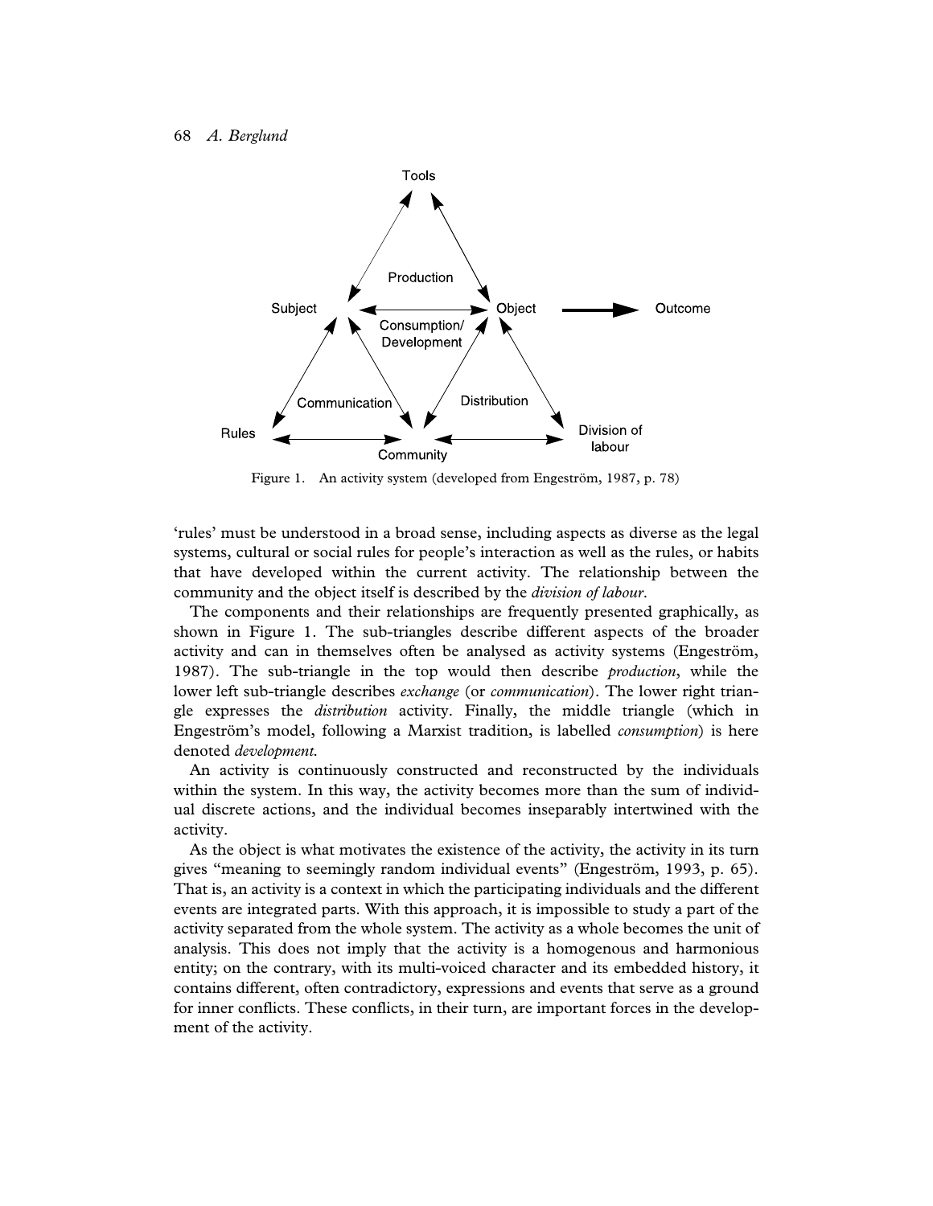Figure 1. An activity system (developed from Engeström, 1987, p. 78)

'rules' must be understood in a broad sense, including aspects as diverse as the legal systems, cultural or social rules for people's interaction as well as the rules, or habits that have developed within the current activity. The relationship between the community and the object itself is described by the *division of labour*.

The components and their relationships are frequently presented graphically, as shown in Figure 1. The sub-triangles describe different aspects of the broader activity and can in themselves often be analysed as activity systems (Engeström, 1987). The sub-triangle in the top would then describe *production*, while the lower left sub-triangle describes *exchange* (or *communication*). The lower right triangle expresses the *distribution* activity. Finally, the middle triangle (which in Engeström's model, following a Marxist tradition, is labelled *consumption*) is here denoted *development*.

An activity is continuously constructed and reconstructed by the individuals within the system. In this way, the activity becomes more than the sum of individual discrete actions, and the individual becomes inseparably intertwined with the activity.

As the object is what motivates the existence of the activity, the activity in its turn gives "meaning to seemingly random individual events" (Engeström, 1993, p. 65). That is, an activity is a context in which the participating individuals and the different events are integrated parts. With this approach, it is impossible to study a part of the activity separated from the whole system. The activity as a whole becomes the unit of analysis. This does not imply that the activity is a homogenous and harmonious entity; on the contrary, with its multi-voiced character and its embedded history, it contains different, often contradictory, expressions and events that serve as a ground for inner conflicts. These conflicts, in their turn, are important forces in the development of the activity.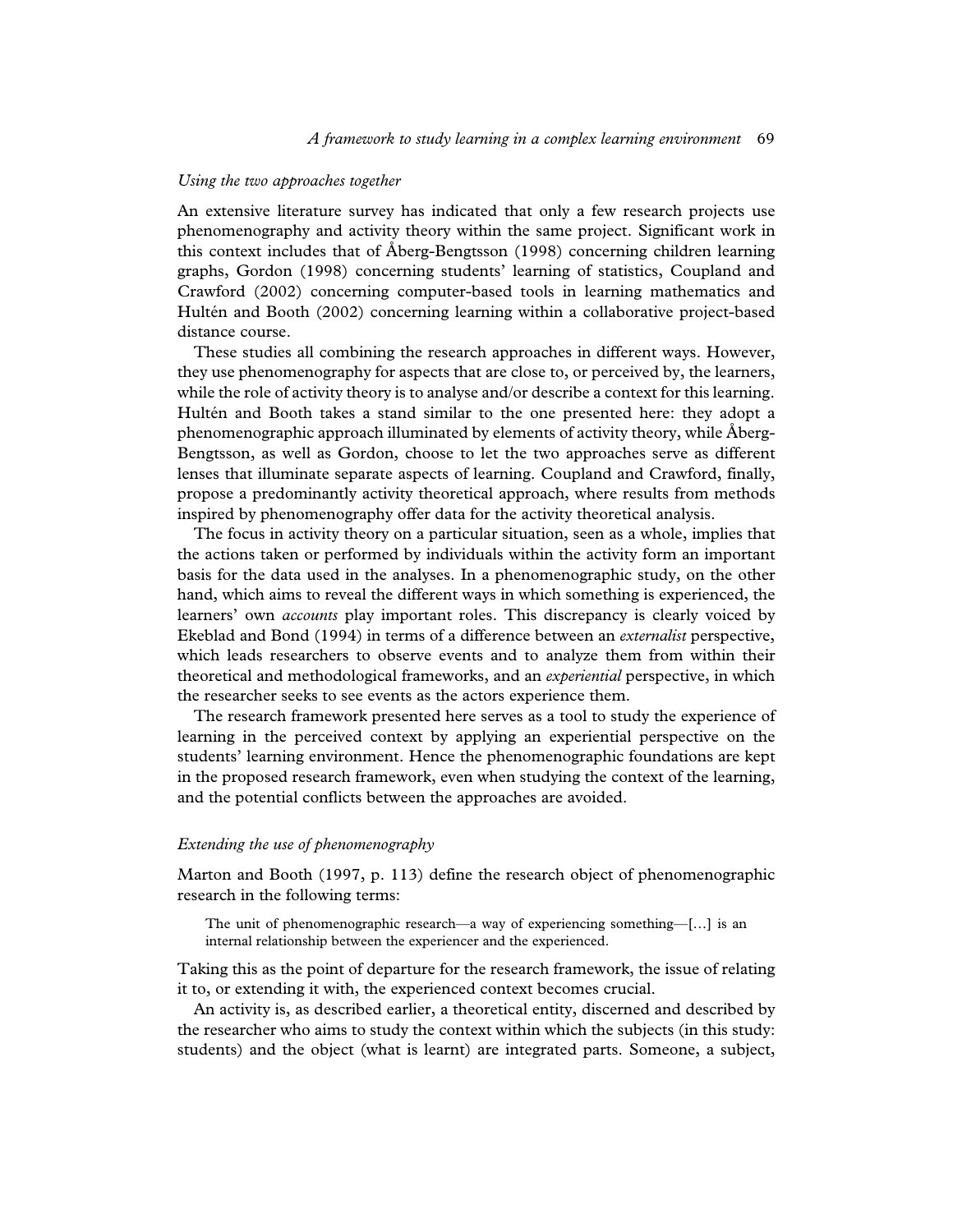*Using the two approaches together*

An extensive literature survey has indicated that only a few research projects use phenomenography and activity theory within the same project. Significant work in this context includes that of Åberg-Bengtsson (1998) concerning children learning graphs, Gordon (1998) concerning students' learning of statistics, Coupland and Crawford (2002) concerning computer-based tools in learning mathematics and Hultén and Booth (2002) concerning learning within a collaborative project-based distance course.

These studies all combining the research approaches in different ways. However, they use phenomenography for aspects that are close to, or perceived by, the learners, while the role of activity theory is to analyse and/or describe a context for this learning. Hultén and Booth takes a stand similar to the one presented here: they adopt a phenomenographic approach illuminated by elements of activity theory, while Åberg-Bengtsson, as well as Gordon, choose to let the two approaches serve as different lenses that illuminate separate aspects of learning. Coupland and Crawford, finally, propose a predominantly activity theoretical approach, where results from methods inspired by phenomenography offer data for the activity theoretical analysis.

The focus in activity theory on a particular situation, seen as a whole, implies that the actions taken or performed by individuals within the activity form an important basis for the data used in the analyses. In a phenomenographic study, on the other hand, which aims to reveal the different ways in which something is experienced, the learners' own *accounts* play important roles. This discrepancy is clearly voiced by Ekeblad and Bond (1994) in terms of a difference between an *externalist* perspective, which leads researchers to observe events and to analyze them from within their theoretical and methodological frameworks, and an *experiential* perspective, in which the researcher seeks to see events as the actors experience them.

The research framework presented here serves as a tool to study the experience of learning in the perceived context by applying an experiential perspective on the students' learning environment. Hence the phenomenographic foundations are kept in the proposed research framework, even when studying the context of the learning, and the potential conflicts between the approaches are avoided.

*Extending the use of phenomenography*

Marton and Booth (1997, p. 113) define the research object of phenomenographic research in the following terms:

> The unit of phenomenographic research—a way of experiencing something—[…] is an internal relationship between the experiencer and the experienced.

Taking this as the point of departure for the research framework, the issue of relating it to, or extending it with, the experienced context becomes crucial.

An activity is, as described earlier, a theoretical entity, discerned and described by the researcher who aims to study the context within which the subjects (in this study: students) and the object (what is learnt) are integrated parts. Someone, a subject,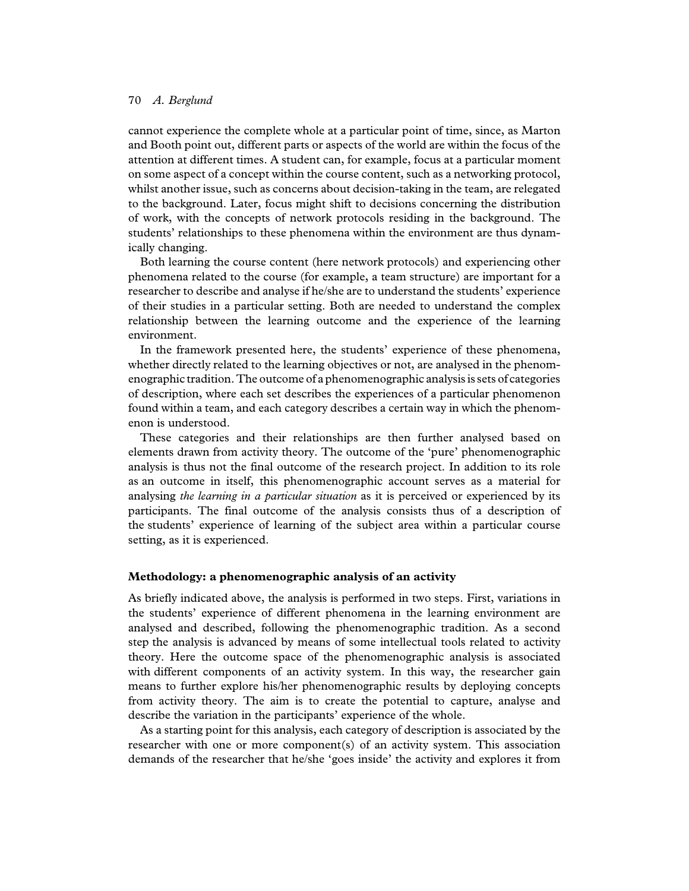cannot experience the complete whole at a particular point of time, since, as Marton and Booth point out, different parts or aspects of the world are within the focus of the attention at different times. A student can, for example, focus at a particular moment on some aspect of a concept within the course content, such as a networking protocol, whilst another issue, such as concerns about decision-taking in the team, are relegated to the background. Later, focus might shift to decisions concerning the distribution of work, with the concepts of network protocols residing in the background. The students' relationships to these phenomena within the environment are thus dynamically changing.

Both learning the course content (here network protocols) and experiencing other phenomena related to the course (for example, a team structure) are important for a researcher to describe and analyse if he/she are to understand the students' experience of their studies in a particular setting. Both are needed to understand the complex relationship between the learning outcome and the experience of the learning environment.

In the framework presented here, the students' experience of these phenomena, whether directly related to the learning objectives or not, are analysed in the phenomenographic tradition. The outcome of a phenomenographic analysis is sets of categories of description, where each set describes the experiences of a particular phenomenon found within a team, and each category describes a certain way in which the phenomenon is understood.

These categories and their relationships are then further analysed based on elements drawn from activity theory. The outcome of the 'pure' phenomenographic analysis is thus not the final outcome of the research project. In addition to its role as an outcome in itself, this phenomenographic account serves as a material for analysing *the learning in a particular situation* as it is perceived or experienced by its participants. The final outcome of the analysis consists thus of a description of the students' experience of learning of the subject area within a particular course setting, as it is experienced.

## Methodology: a phenomenographic analysis of an activity

As briefly indicated above, the analysis is performed in two steps. First, variations in the students' experience of different phenomena in the learning environment are analysed and described, following the phenomenographic tradition. As a second step the analysis is advanced by means of some intellectual tools related to activity theory. Here the outcome space of the phenomenographic analysis is associated with different components of an activity system. In this way, the researcher gain means to further explore his/her phenomenographic results by deploying concepts from activity theory. The aim is to create the potential to capture, analyse and describe the variation in the participants' experience of the whole.

As a starting point for this analysis, each category of description is associated by the researcher with one or more component(s) of an activity system. This association demands of the researcher that he/she 'goes inside' the activity and explores it from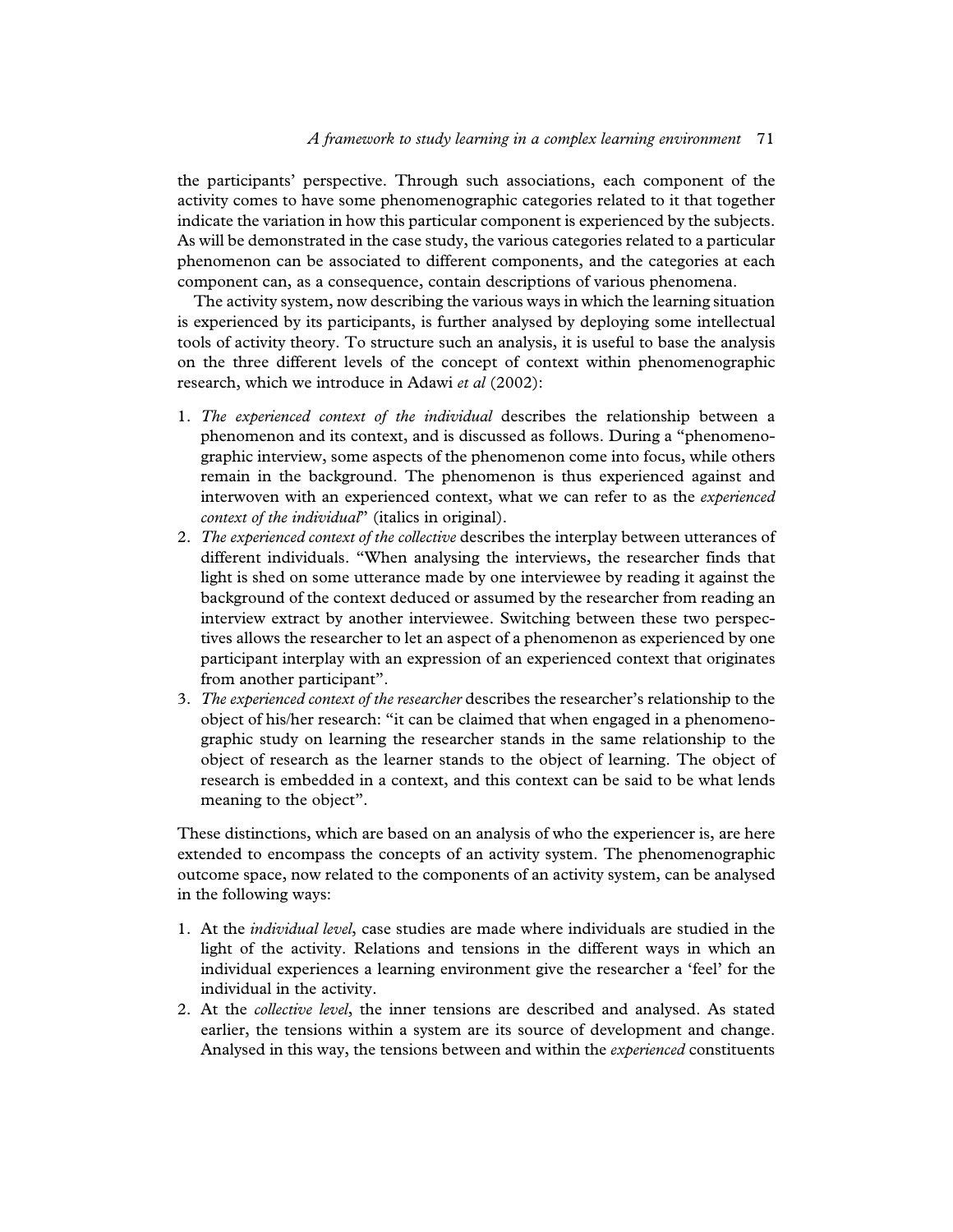the participants' perspective. Through such associations, each component of the activity comes to have some phenomenographic categories related to it that together indicate the variation in how this particular component is experienced by the subjects. As will be demonstrated in the case study, the various categories related to a particular phenomenon can be associated to different components, and the categories at each component can, as a consequence, contain descriptions of various phenomena.

The activity system, now describing the various ways in which the learning situation is experienced by its participants, is further analysed by deploying some intellectual tools of activity theory. To structure such an analysis, it is useful to base the analysis on the three different levels of the concept of context within phenomenographic research, which we introduce in Adawi *et al* (2002):

1. *The experienced context of the individual* describes the relationship between a phenomenon and its context, and is discussed as follows. During a "phenomenographic interview, some aspects of the phenomenon come into focus, while others remain in the background. The phenomenon is thus experienced against and interwoven with an experienced context, what we can refer to as the *experienced context of the individual*" (italics in original).
2. *The experienced context of the collective* describes the interplay between utterances of different individuals. "When analysing the interviews, the researcher finds that light is shed on some utterance made by one interviewee by reading it against the background of the context deduced or assumed by the researcher from reading an interview extract by another interviewee. Switching between these two perspectives allows the researcher to let an aspect of a phenomenon as experienced by one participant interplay with an expression of an experienced context that originates from another participant".
3. *The experienced context of the researcher* describes the researcher's relationship to the object of his/her research: "it can be claimed that when engaged in a phenomenographic study on learning the researcher stands in the same relationship to the object of research as the learner stands to the object of learning. The object of research is embedded in a context, and this context can be said to be what lends meaning to the object".

These distinctions, which are based on an analysis of who the experiencer is, are here extended to encompass the concepts of an activity system. The phenomenographic outcome space, now related to the components of an activity system, can be analysed in the following ways:

1. At the *individual level*, case studies are made where individuals are studied in the light of the activity. Relations and tensions in the different ways in which an individual experiences a learning environment give the researcher a 'feel' for the individual in the activity.
2. At the *collective level*, the inner tensions are described and analysed. As stated earlier, the tensions within a system are its source of development and change. Analysed in this way, the tensions between and within the *experienced* constituents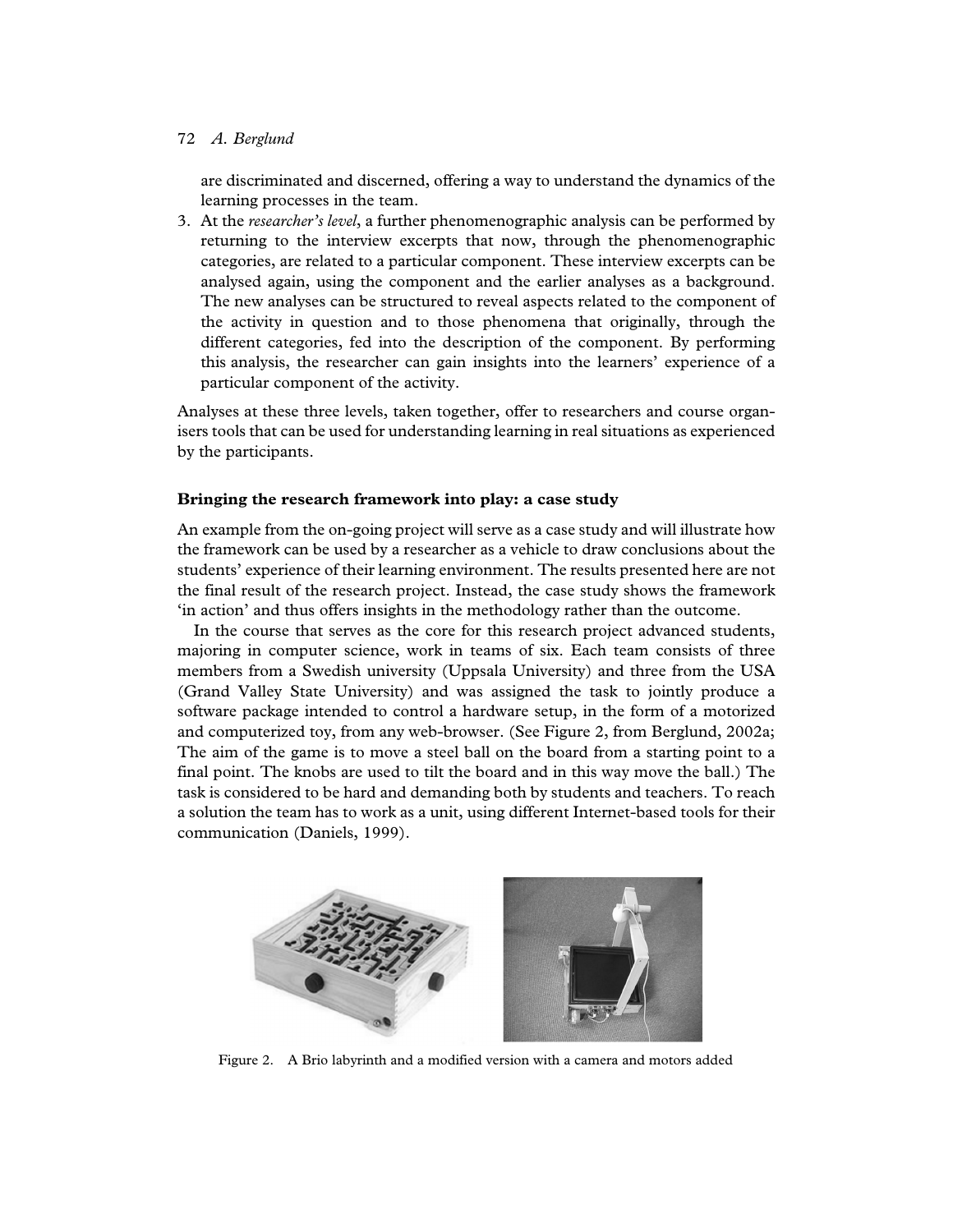are discriminated and discerned, offering a way to understand the dynamics of the learning processes in the team.

3. At the *researcher's level*, a further phenomenographic analysis can be performed by returning to the interview excerpts that now, through the phenomenographic categories, are related to a particular component. These interview excerpts can be analysed again, using the component and the earlier analyses as a background. The new analyses can be structured to reveal aspects related to the component of the activity in question and to those phenomena that originally, through the different categories, fed into the description of the component. By performing this analysis, the researcher can gain insights into the learners' experience of a particular component of the activity.

Analyses at these three levels, taken together, offer to researchers and course organisers tools that can be used for understanding learning in real situations as experienced by the participants.

## Bringing the research framework into play: a case study

An example from the on-going project will serve as a case study and will illustrate how the framework can be used by a researcher as a vehicle to draw conclusions about the students' experience of their learning environment. The results presented here are not the final result of the research project. Instead, the case study shows the framework 'in action' and thus offers insights in the methodology rather than the outcome.

In the course that serves as the core for this research project advanced students, majoring in computer science, work in teams of six. Each team consists of three members from a Swedish university (Uppsala University) and three from the USA (Grand Valley State University) and was assigned the task to jointly produce a software package intended to control a hardware setup, in the form of a motorized and computerized toy, from any web-browser. (See Figure 2, from Berglund, 2002a; The aim of the game is to move a steel ball on the board from a starting point to a final point. The knobs are used to tilt the board and in this way move the ball.) The task is considered to be hard and demanding both by students and teachers. To reach a solution the team has to work as a unit, using different Internet-based tools for their communication (Daniels, 1999).

Figure 2. A Brio labyrinth and a modified version with a camera and motors added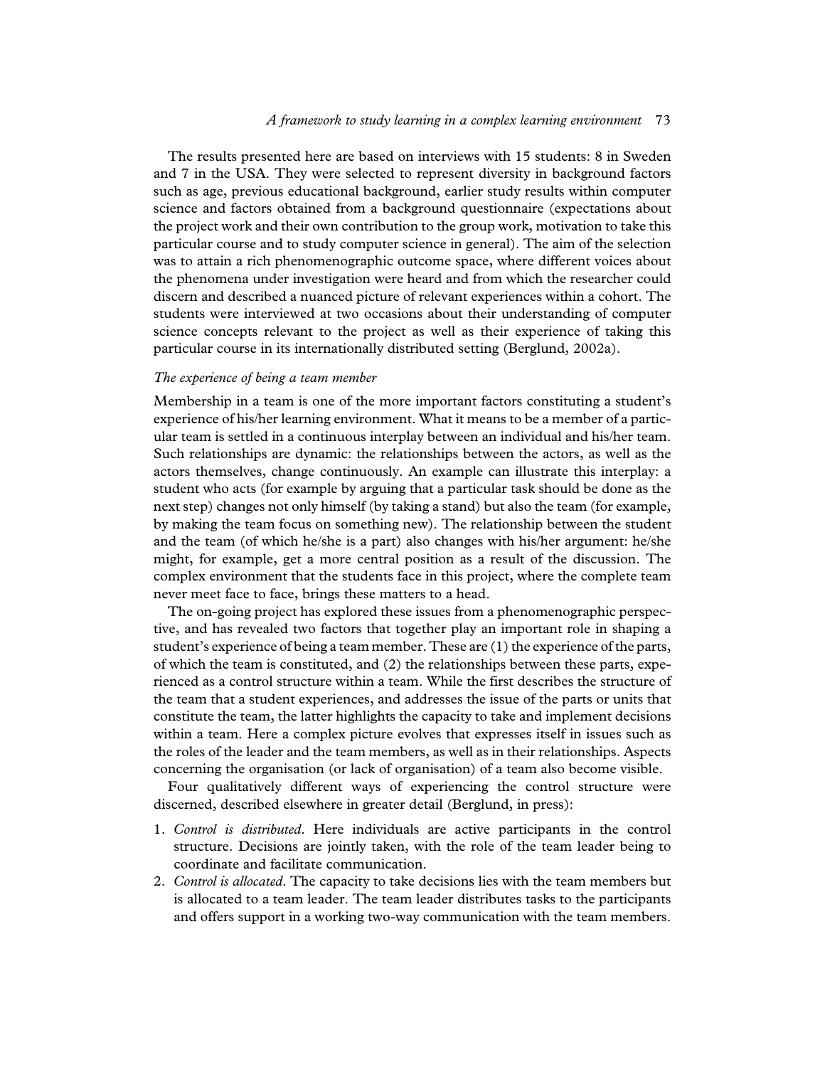The results presented here are based on interviews with 15 students: 8 in Sweden and 7 in the USA. They were selected to represent diversity in background factors such as age, previous educational background, earlier study results within computer science and factors obtained from a background questionnaire (expectations about the project work and their own contribution to the group work, motivation to take this particular course and to study computer science in general). The aim of the selection was to attain a rich phenomenographic outcome space, where different voices about the phenomena under investigation were heard and from which the researcher could discern and described a nuanced picture of relevant experiences within a cohort. The students were interviewed at two occasions about their understanding of computer science concepts relevant to the project as well as their experience of taking this particular course in its internationally distributed setting (Berglund, 2002a).

### *The experience of being a team member*

Membership in a team is one of the more important factors constituting a student's experience of his/her learning environment. What it means to be a member of a particular team is settled in a continuous interplay between an individual and his/her team. Such relationships are dynamic: the relationships between the actors, as well as the actors themselves, change continuously. An example can illustrate this interplay: a student who acts (for example by arguing that a particular task should be done as the next step) changes not only himself (by taking a stand) but also the team (for example, by making the team focus on something new). The relationship between the student and the team (of which he/she is a part) also changes with his/her argument: he/she might, for example, get a more central position as a result of the discussion. The complex environment that the students face in this project, where the complete team never meet face to face, brings these matters to a head.

The on-going project has explored these issues from a phenomenographic perspective, and has revealed two factors that together play an important role in shaping a student's experience of being a team member. These are (1) the experience of the parts, of which the team is constituted, and (2) the relationships between these parts, experienced as a control structure within a team. While the first describes the structure of the team that a student experiences, and addresses the issue of the parts or units that constitute the team, the latter highlights the capacity to take and implement decisions within a team. Here a complex picture evolves that expresses itself in issues such as the roles of the leader and the team members, as well as in their relationships. Aspects concerning the organisation (or lack of organisation) of a team also become visible.

Four qualitatively different ways of experiencing the control structure were discerned, described elsewhere in greater detail (Berglund, in press):

1. *Control is distributed*. Here individuals are active participants in the control structure. Decisions are jointly taken, with the role of the team leader being to coordinate and facilitate communication.
2. *Control is allocated*. The capacity to take decisions lies with the team members but is allocated to a team leader. The team leader distributes tasks to the participants and offers support in a working two-way communication with the team members.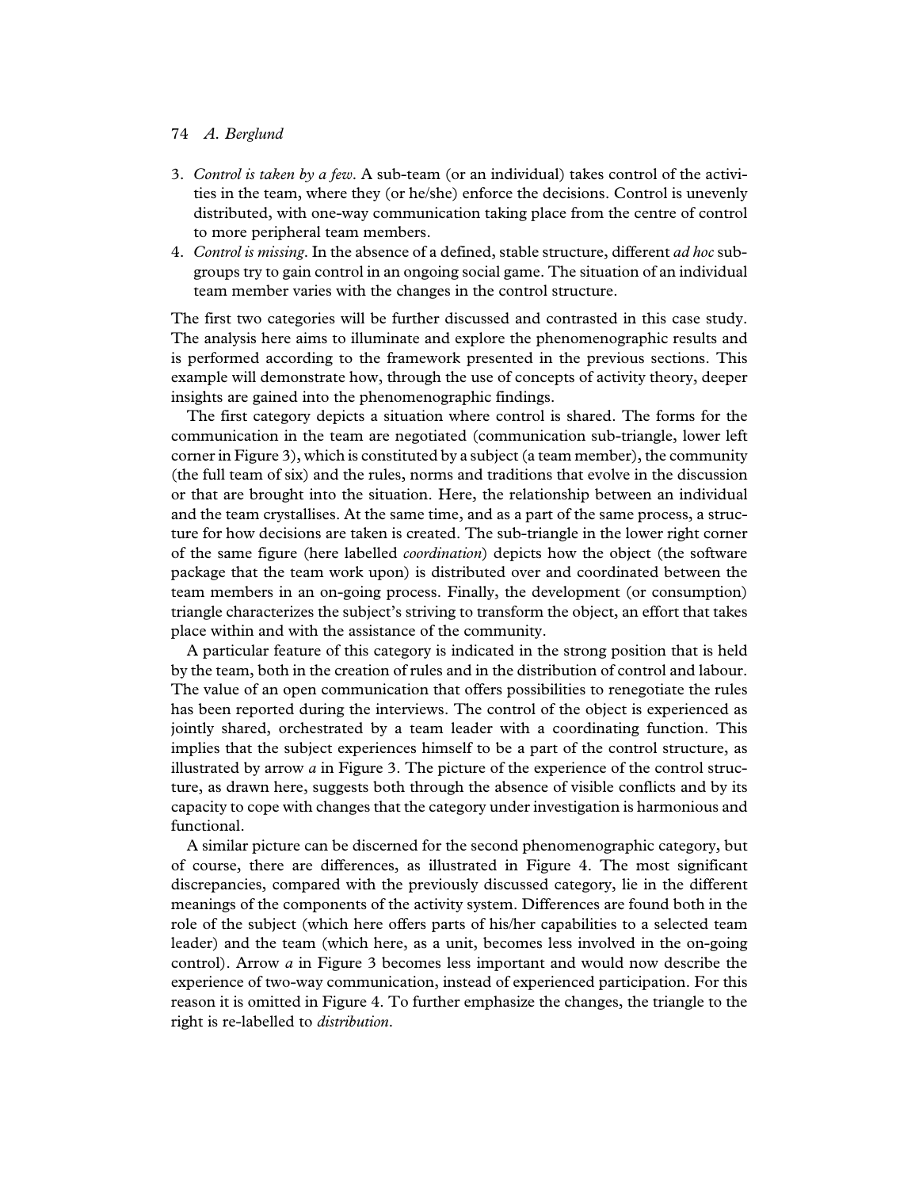3. *Control is taken by a few*. A sub-team (or an individual) takes control of the activities in the team, where they (or he/she) enforce the decisions. Control is unevenly distributed, with one-way communication taking place from the centre of control to more peripheral team members.
4. *Control is missing*. In the absence of a defined, stable structure, different *ad hoc* subgroups try to gain control in an ongoing social game. The situation of an individual team member varies with the changes in the control structure.

The first two categories will be further discussed and contrasted in this case study. The analysis here aims to illuminate and explore the phenomenographic results and is performed according to the framework presented in the previous sections. This example will demonstrate how, through the use of concepts of activity theory, deeper insights are gained into the phenomenographic findings.

The first category depicts a situation where control is shared. The forms for the communication in the team are negotiated (communication sub-triangle, lower left corner in Figure 3), which is constituted by a subject (a team member), the community (the full team of six) and the rules, norms and traditions that evolve in the discussion or that are brought into the situation. Here, the relationship between an individual and the team crystallises. At the same time, and as a part of the same process, a structure for how decisions are taken is created. The sub-triangle in the lower right corner of the same figure (here labelled *coordination*) depicts how the object (the software package that the team work upon) is distributed over and coordinated between the team members in an on-going process. Finally, the development (or consumption) triangle characterizes the subject's striving to transform the object, an effort that takes place within and with the assistance of the community.

A particular feature of this category is indicated in the strong position that is held by the team, both in the creation of rules and in the distribution of control and labour. The value of an open communication that offers possibilities to renegotiate the rules has been reported during the interviews. The control of the object is experienced as jointly shared, orchestrated by a team leader with a coordinating function. This implies that the subject experiences himself to be a part of the control structure, as illustrated by arrow *a* in Figure 3. The picture of the experience of the control structure, as drawn here, suggests both through the absence of visible conflicts and by its capacity to cope with changes that the category under investigation is harmonious and functional.

A similar picture can be discerned for the second phenomenographic category, but of course, there are differences, as illustrated in Figure 4. The most significant discrepancies, compared with the previously discussed category, lie in the different meanings of the components of the activity system. Differences are found both in the role of the subject (which here offers parts of his/her capabilities to a selected team leader) and the team (which here, as a unit, becomes less involved in the on-going control). Arrow *a* in Figure 3 becomes less important and would now describe the experience of two-way communication, instead of experienced participation. For this reason it is omitted in Figure 4. To further emphasize the changes, the triangle to the right is re-labelled to *distribution*.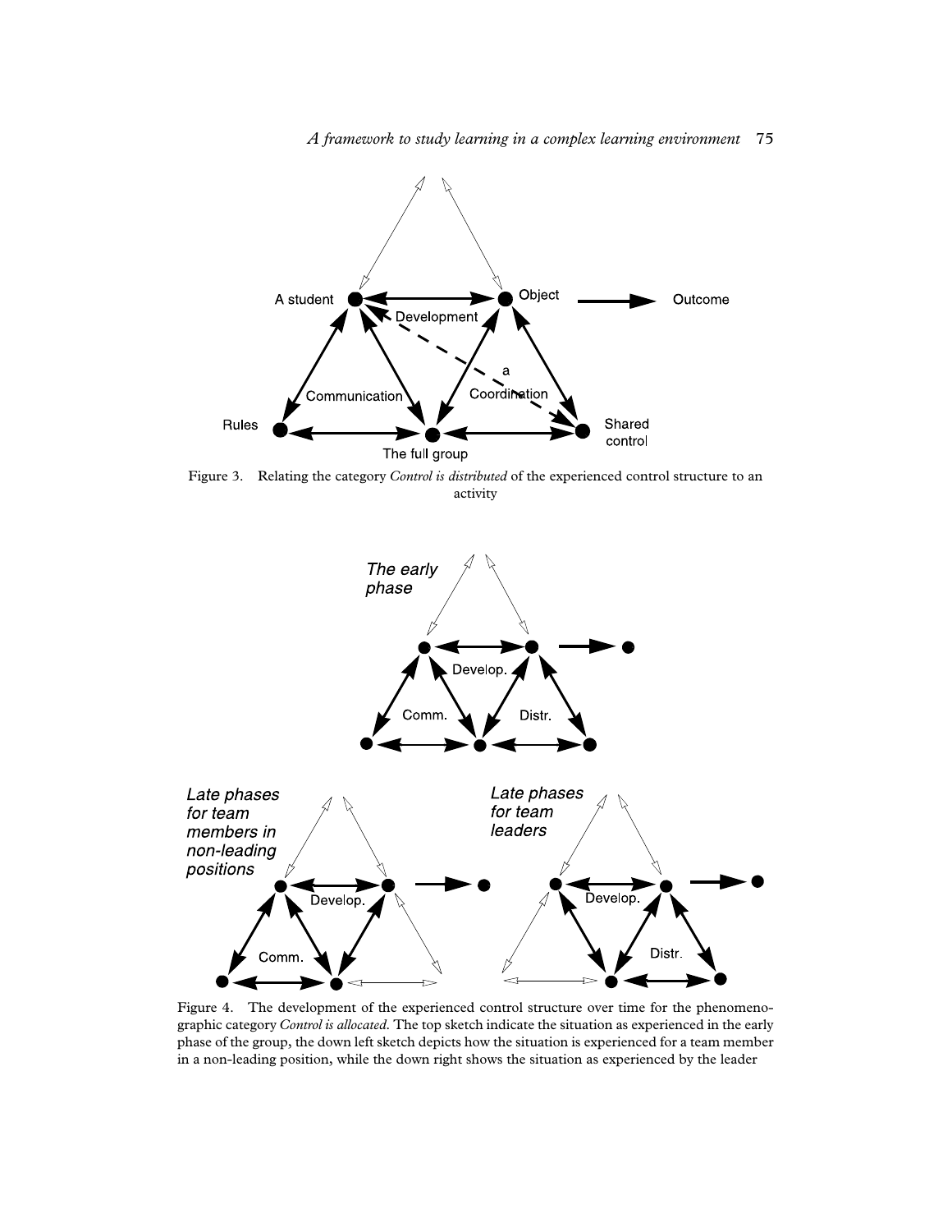Figure 3. Relating the category *Control is distributed* of the experienced control structure to an activity

Figure 4. The development of the experienced control structure over time for the phenomenographic category *Control is allocated*. The top sketch indicate the situation as experienced in the early phase of the group, the down left sketch depicts how the situation is experienced for a team member in a non-leading position, while the down right shows the situation as experienced by the leader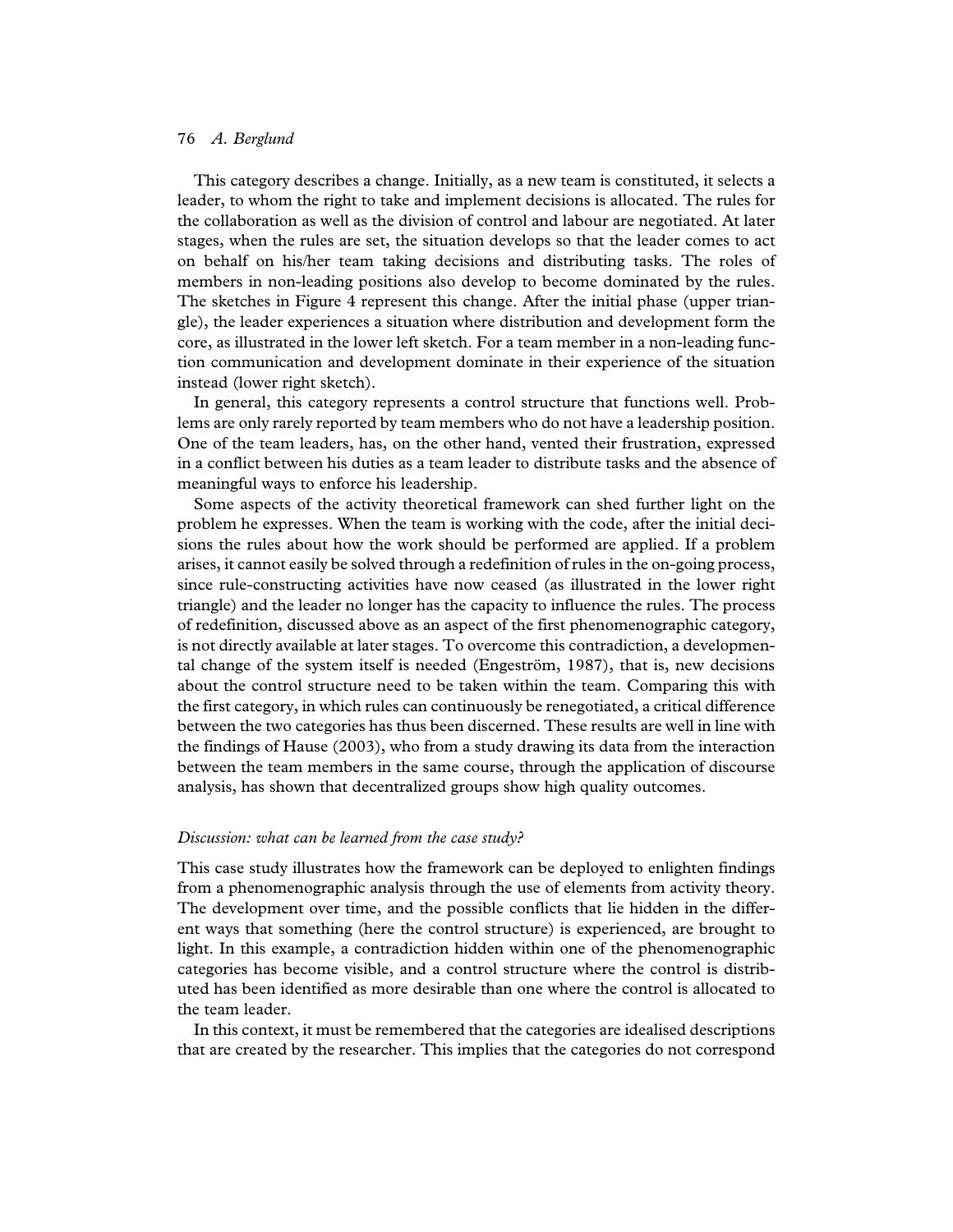This category describes a change. Initially, as a new team is constituted, it selects a leader, to whom the right to take and implement decisions is allocated. The rules for the collaboration as well as the division of control and labour are negotiated. At later stages, when the rules are set, the situation develops so that the leader comes to act on behalf on his/her team taking decisions and distributing tasks. The roles of members in non-leading positions also develop to become dominated by the rules. The sketches in Figure 4 represent this change. After the initial phase (upper triangle), the leader experiences a situation where distribution and development form the core, as illustrated in the lower left sketch. For a team member in a non-leading function communication and development dominate in their experience of the situation instead (lower right sketch).

In general, this category represents a control structure that functions well. Problems are only rarely reported by team members who do not have a leadership position. One of the team leaders, has, on the other hand, vented their frustration, expressed in a conflict between his duties as a team leader to distribute tasks and the absence of meaningful ways to enforce his leadership.

Some aspects of the activity theoretical framework can shed further light on the problem he expresses. When the team is working with the code, after the initial decisions the rules about how the work should be performed are applied. If a problem arises, it cannot easily be solved through a redefinition of rules in the on-going process, since rule-constructing activities have now ceased (as illustrated in the lower right triangle) and the leader no longer has the capacity to influence the rules. The process of redefinition, discussed above as an aspect of the first phenomenographic category, is not directly available at later stages. To overcome this contradiction, a developmental change of the system itself is needed (Engeström, 1987), that is, new decisions about the control structure need to be taken within the team. Comparing this with the first category, in which rules can continuously be renegotiated, a critical difference between the two categories has thus been discerned. These results are well in line with the findings of Hause (2003), who from a study drawing its data from the interaction between the team members in the same course, through the application of discourse analysis, has shown that decentralized groups show high quality outcomes.

### *Discussion: what can be learned from the case study?*

This case study illustrates how the framework can be deployed to enlighten findings from a phenomenographic analysis through the use of elements from activity theory. The development over time, and the possible conflicts that lie hidden in the different ways that something (here the control structure) is experienced, are brought to light. In this example, a contradiction hidden within one of the phenomenographic categories has become visible, and a control structure where the control is distributed has been identified as more desirable than one where the control is allocated to the team leader.

In this context, it must be remembered that the categories are idealised descriptions that are created by the researcher. This implies that the categories do not correspond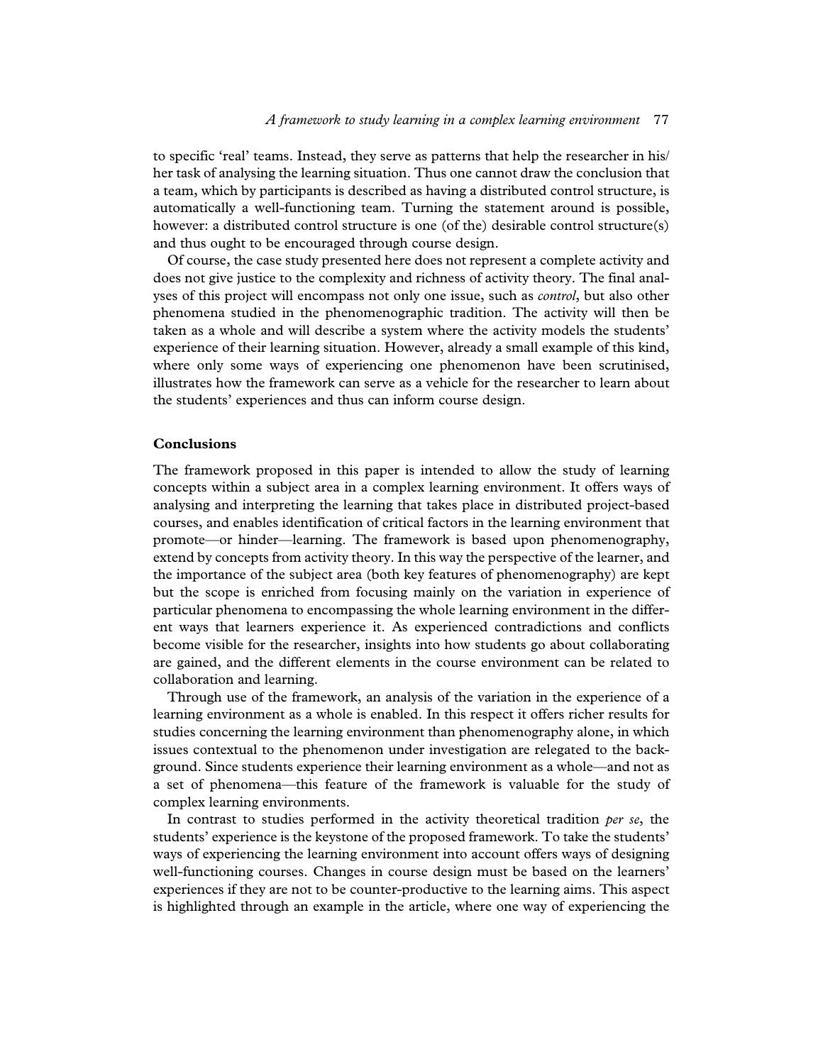to specific 'real' teams. Instead, they serve as patterns that help the researcher in his/her task of analysing the learning situation. Thus one cannot draw the conclusion that a team, which by participants is described as having a distributed control structure, is automatically a well-functioning team. Turning the statement around is possible, however: a distributed control structure is one (of the) desirable control structure(s) and thus ought to be encouraged through course design.

Of course, the case study presented here does not represent a complete activity and does not give justice to the complexity and richness of activity theory. The final analyses of this project will encompass not only one issue, such as *control*, but also other phenomena studied in the phenomenographic tradition. The activity will then be taken as a whole and will describe a system where the activity models the students' experience of their learning situation. However, already a small example of this kind, where only some ways of experiencing one phenomenon have been scrutinised, illustrates how the framework can serve as a vehicle for the researcher to learn about the students' experiences and thus can inform course design.

## Conclusions

The framework proposed in this paper is intended to allow the study of learning concepts within a subject area in a complex learning environment. It offers ways of analysing and interpreting the learning that takes place in distributed project-based courses, and enables identification of critical factors in the learning environment that promote—or hinder—learning. The framework is based upon phenomenography, extend by concepts from activity theory. In this way the perspective of the learner, and the importance of the subject area (both key features of phenomenography) are kept but the scope is enriched from focusing mainly on the variation in experience of particular phenomena to encompassing the whole learning environment in the different ways that learners experience it. As experienced contradictions and conflicts become visible for the researcher, insights into how students go about collaborating are gained, and the different elements in the course environment can be related to collaboration and learning.

Through use of the framework, an analysis of the variation in the experience of a learning environment as a whole is enabled. In this respect it offers richer results for studies concerning the learning environment than phenomenography alone, in which issues contextual to the phenomenon under investigation are relegated to the background. Since students experience their learning environment as a whole—and not as a set of phenomena—this feature of the framework is valuable for the study of complex learning environments.

In contrast to studies performed in the activity theoretical tradition *per se*, the students' experience is the keystone of the proposed framework. To take the students' ways of experiencing the learning environment into account offers ways of designing well-functioning courses. Changes in course design must be based on the learners' experiences if they are not to be counter-productive to the learning aims. This aspect is highlighted through an example in the article, where one way of experiencing the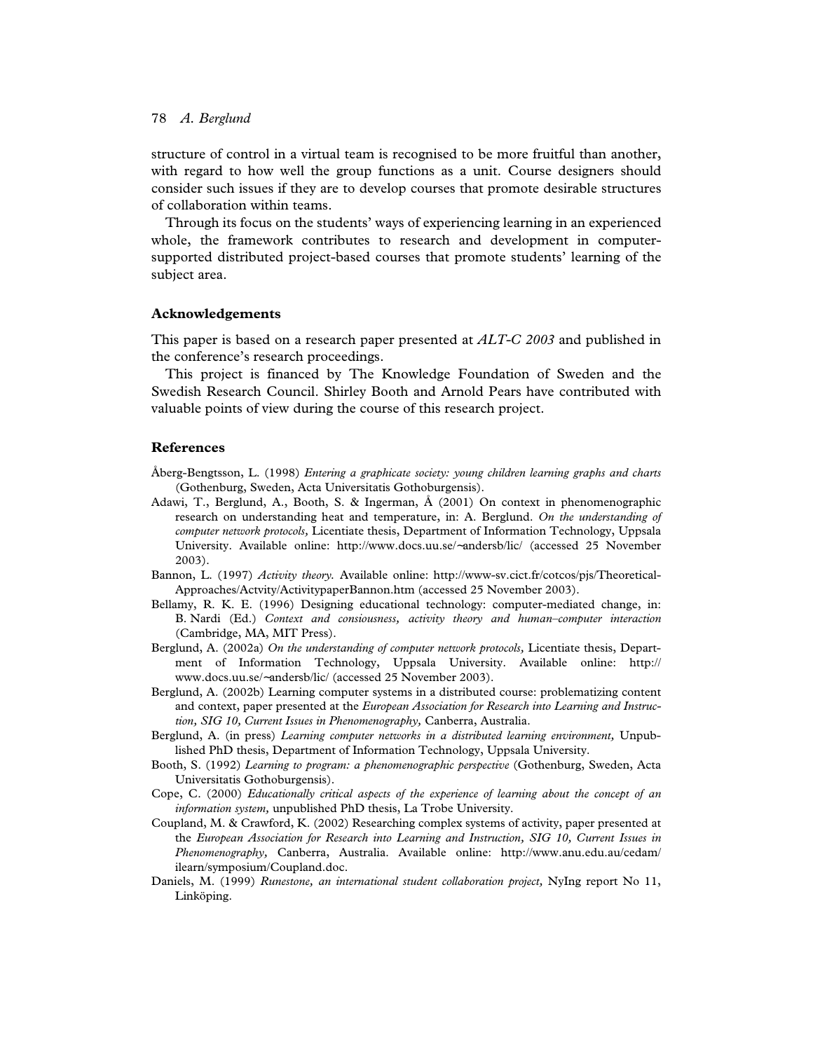structure of control in a virtual team is recognised to be more fruitful than another, with regard to how well the group functions as a unit. Course designers should consider such issues if they are to develop courses that promote desirable structures of collaboration within teams.

Through its focus on the students' ways of experiencing learning in an experienced whole, the framework contributes to research and development in computer-supported distributed project-based courses that promote students' learning of the subject area.

## Acknowledgements

This paper is based on a research paper presented at *ALT-C 2003* and published in the conference's research proceedings.

This project is financed by The Knowledge Foundation of Sweden and the Swedish Research Council. Shirley Booth and Arnold Pears have contributed with valuable points of view during the course of this research project.

## References

Åberg-Bengtsson, L. (1998) *Entering a graphicate society: young children learning graphs and charts* (Gothenburg, Sweden, Acta Universitatis Gothoburgensis).

Adawi, T., Berglund, A., Booth, S. & Ingerman, Å (2001) On context in phenomenographic research on understanding heat and temperature, in: A. Berglund. *On the understanding of computer network protocols,* Licentiate thesis, Department of Information Technology, Uppsala University. Available online: http://www.docs.uu.se/~andersb/lic/ (accessed 25 November 2003).

Bannon, L. (1997) *Activity theory.* Available online: http://www-sv.cict.fr/cotcos/pjs/Theoretical-Approaches/Actvity/ActivitypaperBannon.htm (accessed 25 November 2003).

Bellamy, R. K. E. (1996) Designing educational technology: computer-mediated change, in: B. Nardi (Ed.) *Context and consiousness, activity theory and human–computer interaction* (Cambridge, MA, MIT Press).

Berglund, A. (2002a) *On the understanding of computer network protocols,* Licentiate thesis, Department of Information Technology, Uppsala University. Available online: http://www.docs.uu.se/~andersb/lic/ (accessed 25 November 2003).

Berglund, A. (2002b) Learning computer systems in a distributed course: problematizing content and context, paper presented at the *European Association for Research into Learning and Instruction, SIG 10, Current Issues in Phenomenography,* Canberra, Australia.

Berglund, A. (in press) *Learning computer networks in a distributed learning environment,* Unpublished PhD thesis, Department of Information Technology, Uppsala University.

Booth, S. (1992) *Learning to program: a phenomenographic perspective* (Gothenburg, Sweden, Acta Universitatis Gothoburgensis).

Cope, C. (2000) *Educationally critical aspects of the experience of learning about the concept of an information system,* unpublished PhD thesis, La Trobe University.

Coupland, M. & Crawford, K. (2002) Researching complex systems of activity, paper presented at the *European Association for Research into Learning and Instruction, SIG 10, Current Issues in Phenomenography,* Canberra, Australia. Available online: http://www.anu.edu.au/cedam/ilearn/symposium/Coupland.doc.

Daniels, M. (1999) *Runestone, an international student collaboration project,* NyIng report No 11, Linköping.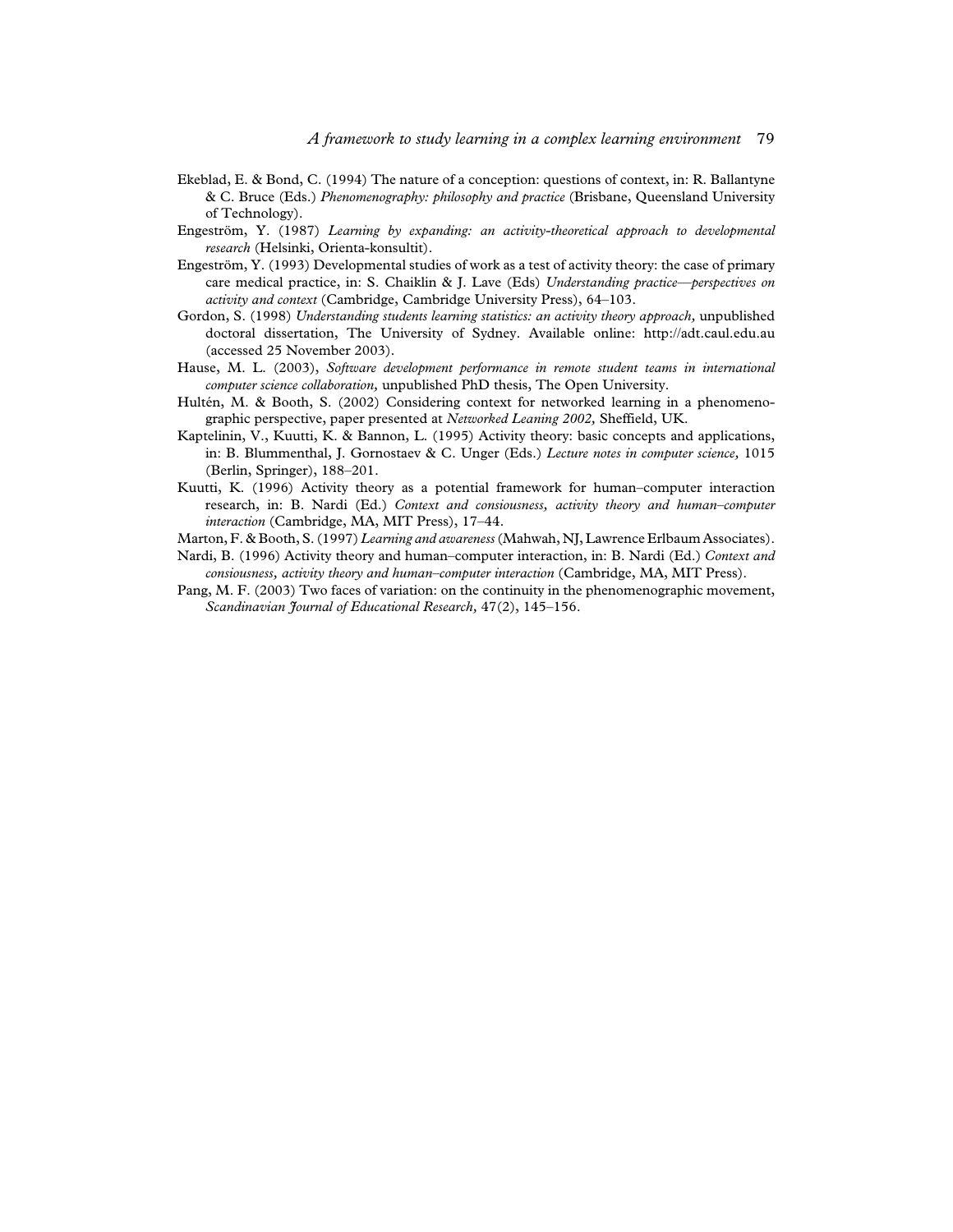Ekeblad, E. & Bond, C. (1994) The nature of a conception: questions of context, in: R. Ballantyne & C. Bruce (Eds.) *Phenomenography: philosophy and practice* (Brisbane, Queensland University of Technology).

Engeström, Y. (1987) *Learning by expanding: an activity-theoretical approach to developmental research* (Helsinki, Orienta-konsultit).

Engeström, Y. (1993) Developmental studies of work as a test of activity theory: the case of primary care medical practice, in: S. Chaiklin & J. Lave (Eds) *Understanding practice—perspectives on activity and context* (Cambridge, Cambridge University Press), 64–103.

Gordon, S. (1998) *Understanding students learning statistics: an activity theory approach,* unpublished doctoral dissertation, The University of Sydney. Available online: http://adt.caul.edu.au (accessed 25 November 2003).

Hause, M. L. (2003), *Software development performance in remote student teams in international computer science collaboration,* unpublished PhD thesis, The Open University.

Hultén, M. & Booth, S. (2002) Considering context for networked learning in a phenomenographic perspective, paper presented at *Networked Leaning 2002,* Sheffield, UK.

Kaptelinin, V., Kuutti, K. & Bannon, L. (1995) Activity theory: basic concepts and applications, in: B. Blummenthal, J. Gornostaev & C. Unger (Eds.) *Lecture notes in computer science,* 1015 (Berlin, Springer), 188–201.

Kuutti, K. (1996) Activity theory as a potential framework for human–computer interaction research, in: B. Nardi (Ed.) *Context and consiousness, activity theory and human–computer interaction* (Cambridge, MA, MIT Press), 17–44.

Marton, F. & Booth, S. (1997) *Learning and awareness* (Mahwah, NJ, Lawrence Erlbaum Associates).

Nardi, B. (1996) Activity theory and human–computer interaction, in: B. Nardi (Ed.) *Context and consiousness, activity theory and human–computer interaction* (Cambridge, MA, MIT Press).

Pang, M. F. (2003) Two faces of variation: on the continuity in the phenomenographic movement, *Scandinavian Journal of Educational Research,* 47(2), 145–156.